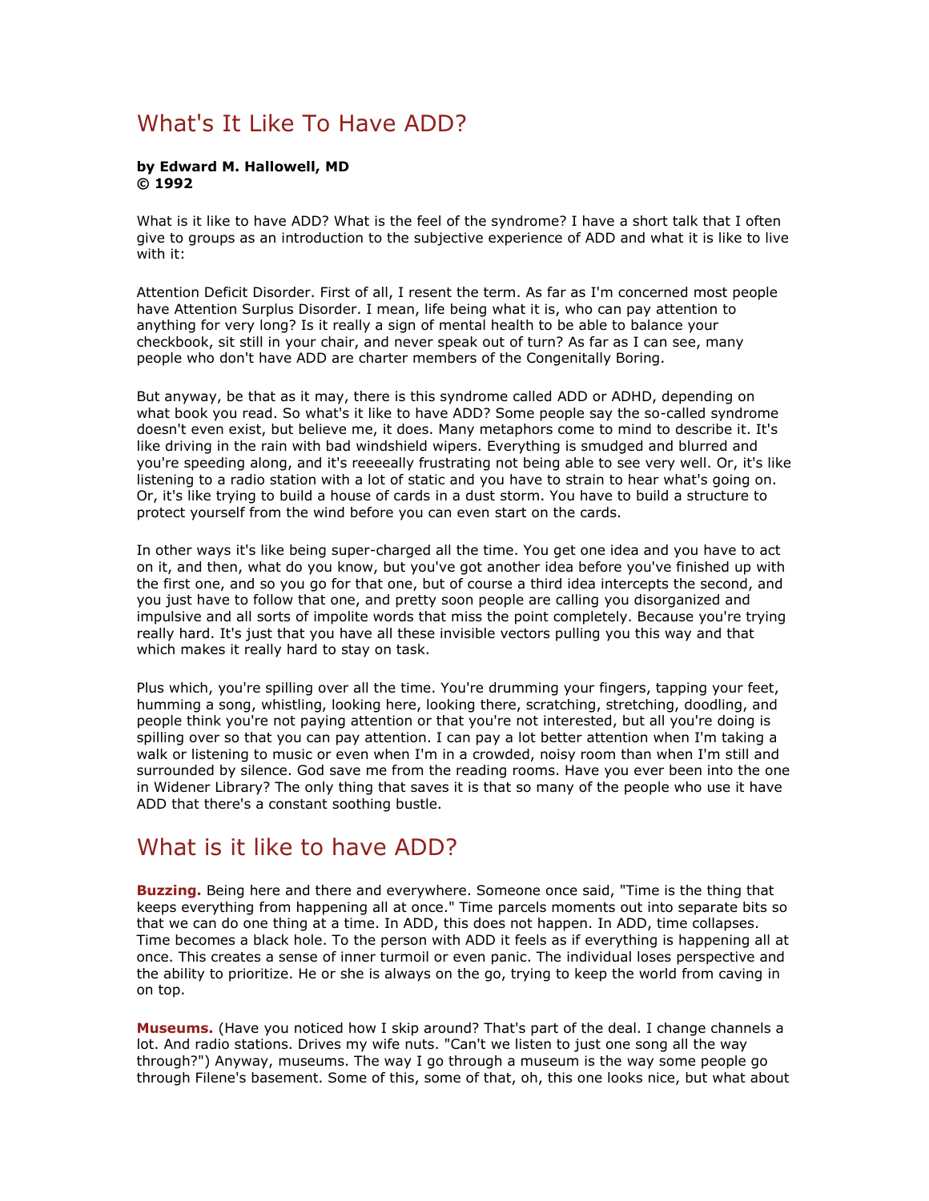# What's It Like To Have ADD?

**by Edward M. Hallowell, MD**
**© 1992**

What is it like to have ADD? What is the feel of the syndrome? I have a short talk that I often give to groups as an introduction to the subjective experience of ADD and what it is like to live with it:

Attention Deficit Disorder. First of all, I resent the term. As far as I'm concerned most people have Attention Surplus Disorder. I mean, life being what it is, who can pay attention to anything for very long? Is it really a sign of mental health to be able to balance your checkbook, sit still in your chair, and never speak out of turn? As far as I can see, many people who don't have ADD are charter members of the Congenitally Boring.

But anyway, be that as it may, there is this syndrome called ADD or ADHD, depending on what book you read. So what's it like to have ADD? Some people say the so-called syndrome doesn't even exist, but believe me, it does. Many metaphors come to mind to describe it. It's like driving in the rain with bad windshield wipers. Everything is smudged and blurred and you're speeding along, and it's reeeeally frustrating not being able to see very well. Or, it's like listening to a radio station with a lot of static and you have to strain to hear what's going on. Or, it's like trying to build a house of cards in a dust storm. You have to build a structure to protect yourself from the wind before you can even start on the cards.

In other ways it's like being super-charged all the time. You get one idea and you have to act on it, and then, what do you know, but you've got another idea before you've finished up with the first one, and so you go for that one, but of course a third idea intercepts the second, and you just have to follow that one, and pretty soon people are calling you disorganized and impulsive and all sorts of impolite words that miss the point completely. Because you're trying really hard. It's just that you have all these invisible vectors pulling you this way and that which makes it really hard to stay on task.

Plus which, you're spilling over all the time. You're drumming your fingers, tapping your feet, humming a song, whistling, looking here, looking there, scratching, stretching, doodling, and people think you're not paying attention or that you're not interested, but all you're doing is spilling over so that you can pay attention. I can pay a lot better attention when I'm taking a walk or listening to music or even when I'm in a crowded, noisy room than when I'm still and surrounded by silence. God save me from the reading rooms. Have you ever been into the one in Widener Library? The only thing that saves it is that so many of the people who use it have ADD that there's a constant soothing bustle.

## What is it like to have ADD?

**Buzzing.** Being here and there and everywhere. Someone once said, "Time is the thing that keeps everything from happening all at once." Time parcels moments out into separate bits so that we can do one thing at a time. In ADD, this does not happen. In ADD, time collapses. Time becomes a black hole. To the person with ADD it feels as if everything is happening all at once. This creates a sense of inner turmoil or even panic. The individual loses perspective and the ability to prioritize. He or she is always on the go, trying to keep the world from caving in on top.

**Museums.** (Have you noticed how I skip around? That's part of the deal. I change channels a lot. And radio stations. Drives my wife nuts. "Can't we listen to just one song all the way through?") Anyway, museums. The way I go through a museum is the way some people go through Filene's basement. Some of this, some of that, oh, this one looks nice, but what about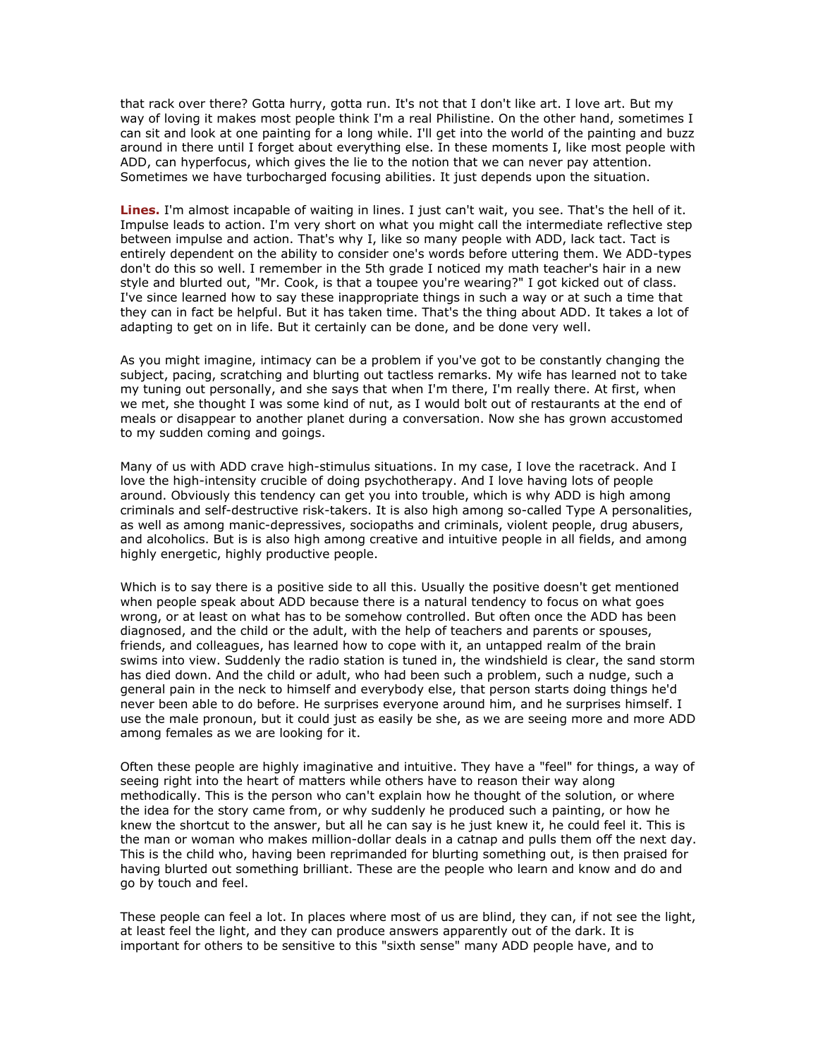that rack over there? Gotta hurry, gotta run. It's not that I don't like art. I love art. But my way of loving it makes most people think I'm a real Philistine. On the other hand, sometimes I can sit and look at one painting for a long while. I'll get into the world of the painting and buzz around in there until I forget about everything else. In these moments I, like most people with ADD, can hyperfocus, which gives the lie to the notion that we can never pay attention. Sometimes we have turbocharged focusing abilities. It just depends upon the situation.

**Lines.** I'm almost incapable of waiting in lines. I just can't wait, you see. That's the hell of it. Impulse leads to action. I'm very short on what you might call the intermediate reflective step between impulse and action. That's why I, like so many people with ADD, lack tact. Tact is entirely dependent on the ability to consider one's words before uttering them. We ADD-types don't do this so well. I remember in the 5th grade I noticed my math teacher's hair in a new style and blurted out, "Mr. Cook, is that a toupee you're wearing?" I got kicked out of class. I've since learned how to say these inappropriate things in such a way or at such a time that they can in fact be helpful. But it has taken time. That's the thing about ADD. It takes a lot of adapting to get on in life. But it certainly can be done, and be done very well.

As you might imagine, intimacy can be a problem if you've got to be constantly changing the subject, pacing, scratching and blurting out tactless remarks. My wife has learned not to take my tuning out personally, and she says that when I'm there, I'm really there. At first, when we met, she thought I was some kind of nut, as I would bolt out of restaurants at the end of meals or disappear to another planet during a conversation. Now she has grown accustomed to my sudden coming and goings.

Many of us with ADD crave high-stimulus situations. In my case, I love the racetrack. And I love the high-intensity crucible of doing psychotherapy. And I love having lots of people around. Obviously this tendency can get you into trouble, which is why ADD is high among criminals and self-destructive risk-takers. It is also high among so-called Type A personalities, as well as among manic-depressives, sociopaths and criminals, violent people, drug abusers, and alcoholics. But is is also high among creative and intuitive people in all fields, and among highly energetic, highly productive people.

Which is to say there is a positive side to all this. Usually the positive doesn't get mentioned when people speak about ADD because there is a natural tendency to focus on what goes wrong, or at least on what has to be somehow controlled. But often once the ADD has been diagnosed, and the child or the adult, with the help of teachers and parents or spouses, friends, and colleagues, has learned how to cope with it, an untapped realm of the brain swims into view. Suddenly the radio station is tuned in, the windshield is clear, the sand storm has died down. And the child or adult, who had been such a problem, such a nudge, such a general pain in the neck to himself and everybody else, that person starts doing things he'd never been able to do before. He surprises everyone around him, and he surprises himself. I use the male pronoun, but it could just as easily be she, as we are seeing more and more ADD among females as we are looking for it.

Often these people are highly imaginative and intuitive. They have a "feel" for things, a way of seeing right into the heart of matters while others have to reason their way along methodically. This is the person who can't explain how he thought of the solution, or where the idea for the story came from, or why suddenly he produced such a painting, or how he knew the shortcut to the answer, but all he can say is he just knew it, he could feel it. This is the man or woman who makes million-dollar deals in a catnap and pulls them off the next day. This is the child who, having been reprimanded for blurting something out, is then praised for having blurted out something brilliant. These are the people who learn and know and do and go by touch and feel.

These people can feel a lot. In places where most of us are blind, they can, if not see the light, at least feel the light, and they can produce answers apparently out of the dark. It is important for others to be sensitive to this "sixth sense" many ADD people have, and to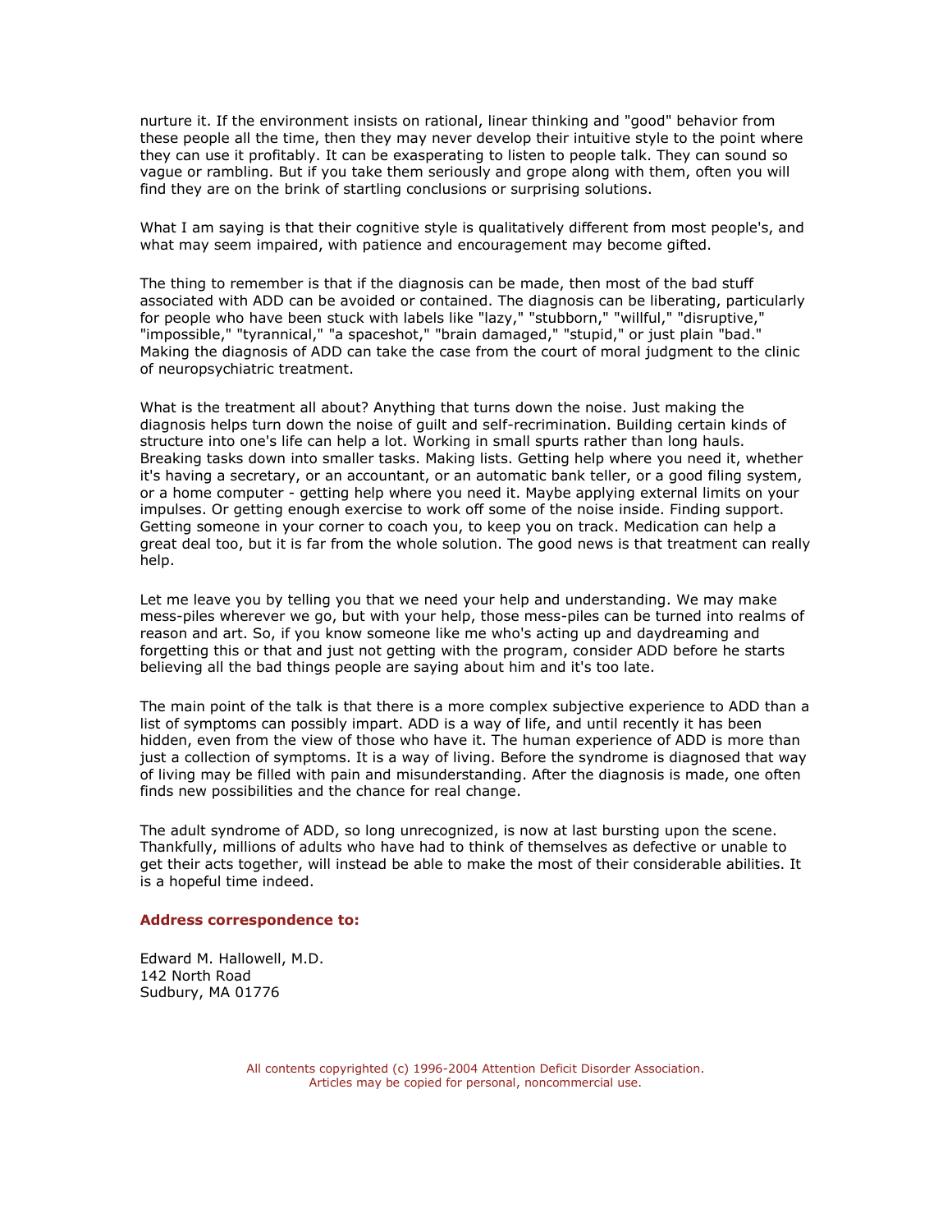nurture it. If the environment insists on rational, linear thinking and "good" behavior from these people all the time, then they may never develop their intuitive style to the point where they can use it profitably. It can be exasperating to listen to people talk. They can sound so vague or rambling. But if you take them seriously and grope along with them, often you will find they are on the brink of startling conclusions or surprising solutions.

What I am saying is that their cognitive style is qualitatively different from most people's, and what may seem impaired, with patience and encouragement may become gifted.

The thing to remember is that if the diagnosis can be made, then most of the bad stuff associated with ADD can be avoided or contained. The diagnosis can be liberating, particularly for people who have been stuck with labels like "lazy," "stubborn," "willful," "disruptive," "impossible," "tyrannical," "a spaceshot," "brain damaged," "stupid," or just plain "bad." Making the diagnosis of ADD can take the case from the court of moral judgment to the clinic of neuropsychiatric treatment.

What is the treatment all about? Anything that turns down the noise. Just making the diagnosis helps turn down the noise of guilt and self-recrimination. Building certain kinds of structure into one's life can help a lot. Working in small spurts rather than long hauls. Breaking tasks down into smaller tasks. Making lists. Getting help where you need it, whether it's having a secretary, or an accountant, or an automatic bank teller, or a good filing system, or a home computer - getting help where you need it. Maybe applying external limits on your impulses. Or getting enough exercise to work off some of the noise inside. Finding support. Getting someone in your corner to coach you, to keep you on track. Medication can help a great deal too, but it is far from the whole solution. The good news is that treatment can really help.

Let me leave you by telling you that we need your help and understanding. We may make mess-piles wherever we go, but with your help, those mess-piles can be turned into realms of reason and art. So, if you know someone like me who's acting up and daydreaming and forgetting this or that and just not getting with the program, consider ADD before he starts believing all the bad things people are saying about him and it's too late.

The main point of the talk is that there is a more complex subjective experience to ADD than a list of symptoms can possibly impart. ADD is a way of life, and until recently it has been hidden, even from the view of those who have it. The human experience of ADD is more than just a collection of symptoms. It is a way of living. Before the syndrome is diagnosed that way of living may be filled with pain and misunderstanding. After the diagnosis is made, one often finds new possibilities and the chance for real change.

The adult syndrome of ADD, so long unrecognized, is now at last bursting upon the scene. Thankfully, millions of adults who have had to think of themselves as defective or unable to get their acts together, will instead be able to make the most of their considerable abilities. It is a hopeful time indeed.

**Address correspondence to:**

Edward M. Hallowell, M.D.
142 North Road
Sudbury, MA 01776

All contents copyrighted (c) 1996-2004 Attention Deficit Disorder Association.
Articles may be copied for personal, noncommercial use.